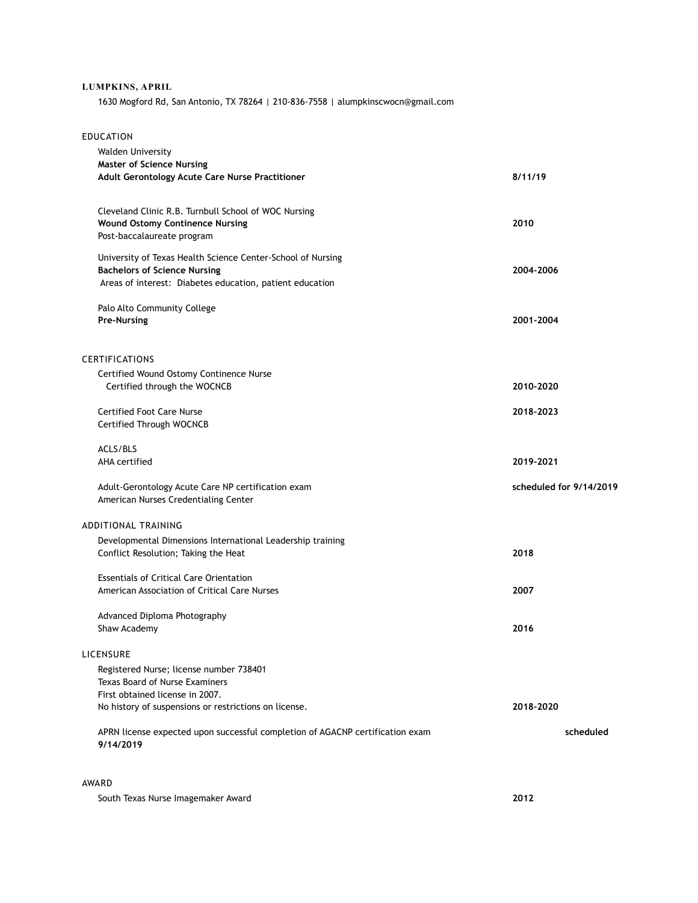# LUMPKINS, APRIL

1630 Mogford Rd, San Antonio, TX 78264 | 210-836-7558 | alumpkinscwocn@gmail.com

## EDUCATION

Walden University
**Master of Science Nursing**
**Adult Gerontology Acute Care Nurse Practitioner** — **8/11/19**

Cleveland Clinic R.B. Turnbull School of WOC Nursing
**Wound Ostomy Continence Nursing** — **2010**
Post-baccalaureate program

University of Texas Health Science Center-School of Nursing
**Bachelors of Science Nursing** — **2004-2006**
Areas of interest: Diabetes education, patient education

Palo Alto Community College
**Pre-Nursing** — **2001-2004**

## CERTIFICATIONS

Certified Wound Ostomy Continence Nurse
Certified through the WOCNCB — **2010-2020**

Certified Foot Care Nurse — **2018-2023**
Certified Through WOCNCB

ACLS/BLS
AHA certified — **2019-2021**

Adult-Gerontology Acute Care NP certification exam — **scheduled for 9/14/2019**
American Nurses Credentialing Center

## ADDITIONAL TRAINING

Developmental Dimensions International Leadership training
Conflict Resolution; Taking the Heat — **2018**

Essentials of Critical Care Orientation
American Association of Critical Care Nurses — **2007**

Advanced Diploma Photography
Shaw Academy — **2016**

## LICENSURE

Registered Nurse; license number 738401
Texas Board of Nurse Examiners
First obtained license in 2007.
No history of suspensions or restrictions on license. — **2018-2020**

APRN license expected upon successful completion of AGACNP certification exam — **scheduled 9/14/2019**

## AWARD

South Texas Nurse Imagemaker Award — **2012**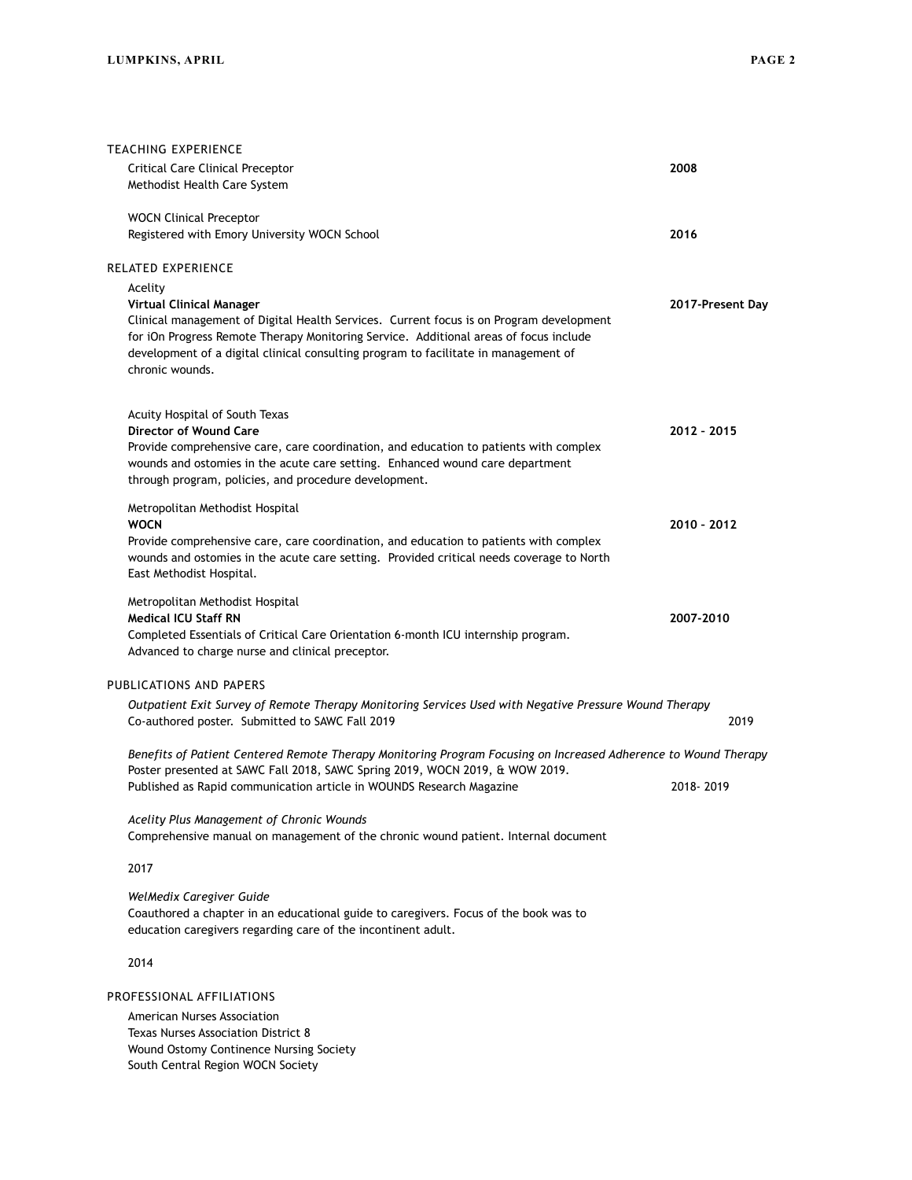## TEACHING EXPERIENCE

Critical Care Clinical Preceptor — **2008**
Methodist Health Care System

WOCN Clinical Preceptor
Registered with Emory University WOCN School — **2016**

## RELATED EXPERIENCE

Acelity
**Virtual Clinical Manager** — **2017-Present Day**
Clinical management of Digital Health Services. Current focus is on Program development for iOn Progress Remote Therapy Monitoring Service. Additional areas of focus include development of a digital clinical consulting program to facilitate in management of chronic wounds.

Acuity Hospital of South Texas
**Director of Wound Care** — **2012 - 2015**
Provide comprehensive care, care coordination, and education to patients with complex wounds and ostomies in the acute care setting. Enhanced wound care department through program, policies, and procedure development.

Metropolitan Methodist Hospital
**WOCN** — **2010 - 2012**
Provide comprehensive care, care coordination, and education to patients with complex wounds and ostomies in the acute care setting. Provided critical needs coverage to North East Methodist Hospital.

Metropolitan Methodist Hospital
**Medical ICU Staff RN** — **2007-2010**
Completed Essentials of Critical Care Orientation 6-month ICU internship program. Advanced to charge nurse and clinical preceptor.

## PUBLICATIONS AND PAPERS

*Outpatient Exit Survey of Remote Therapy Monitoring Services Used with Negative Pressure Wound Therapy*
Co-authored poster. Submitted to SAWC Fall 2019 — 2019

*Benefits of Patient Centered Remote Therapy Monitoring Program Focusing on Increased Adherence to Wound Therapy*
Poster presented at SAWC Fall 2018, SAWC Spring 2019, WOCN 2019, & WOW 2019.
Published as Rapid communication article in WOUNDS Research Magazine — 2018- 2019

*Acelity Plus Management of Chronic Wounds*
Comprehensive manual on management of the chronic wound patient. Internal document

2017

*WelMedix Caregiver Guide*
Coauthored a chapter in an educational guide to caregivers. Focus of the book was to education caregivers regarding care of the incontinent adult.

2014

## PROFESSIONAL AFFILIATIONS

American Nurses Association
Texas Nurses Association District 8
Wound Ostomy Continence Nursing Society
South Central Region WOCN Society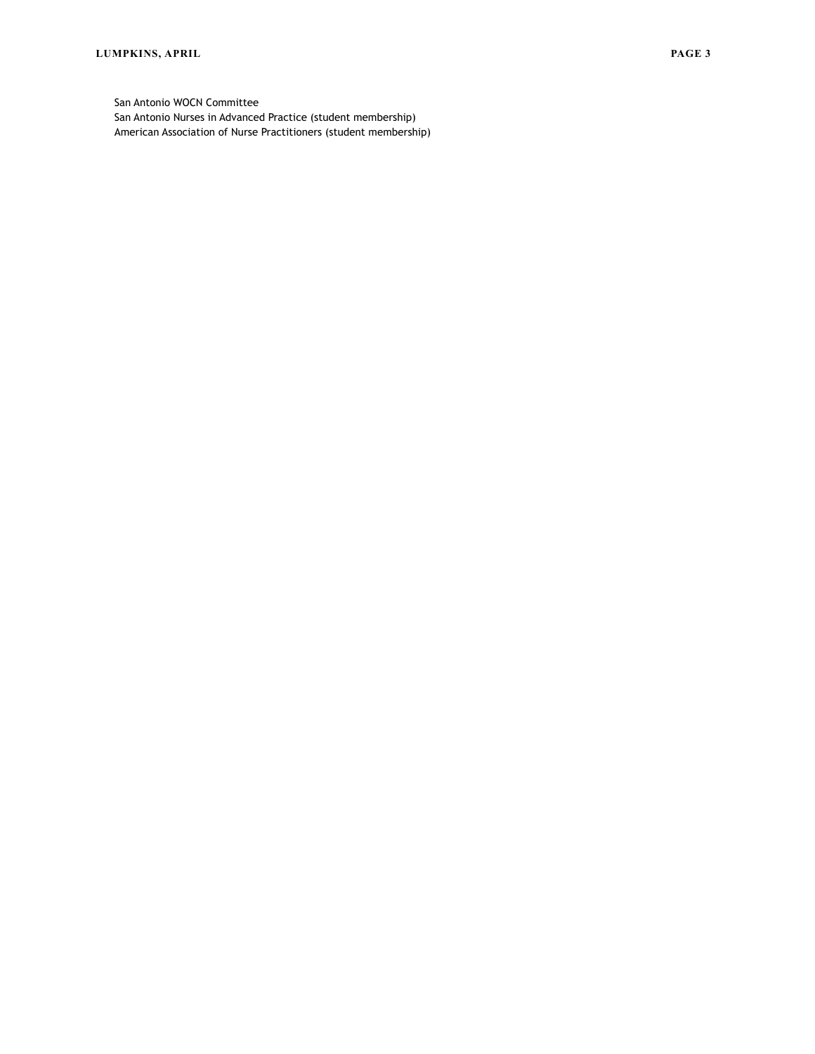San Antonio WOCN Committee
San Antonio Nurses in Advanced Practice (student membership)
American Association of Nurse Practitioners (student membership)